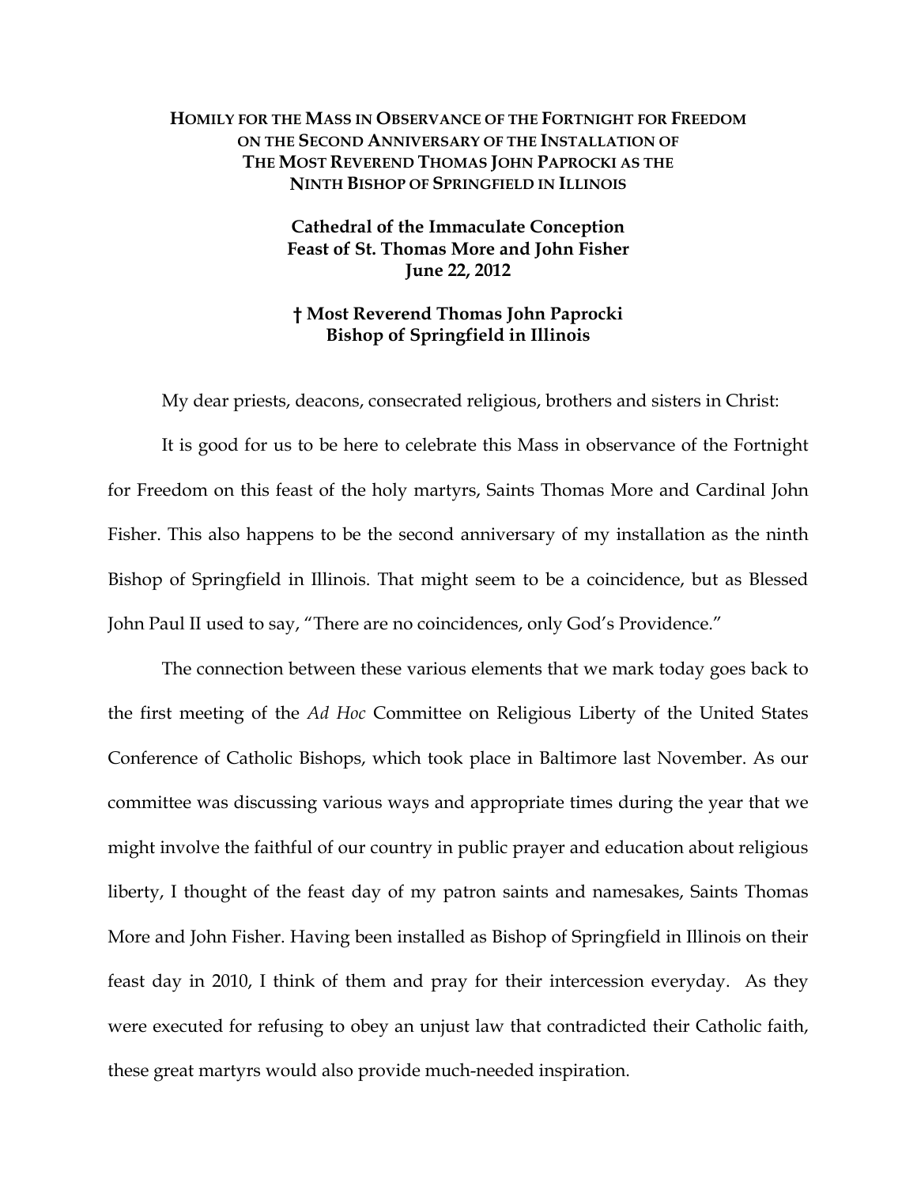# Homily for the Mass in Observance of the Fortnight for Freedom on the Second Anniversary of the Installation of The Most Reverend Thomas John Paprocki as the Ninth Bishop of Springfield in Illinois

**Cathedral of the Immaculate Conception**
**Feast of St. Thomas More and John Fisher**
**June 22, 2012**

**† Most Reverend Thomas John Paprocki**
**Bishop of Springfield in Illinois**

My dear priests, deacons, consecrated religious, brothers and sisters in Christ:

It is good for us to be here to celebrate this Mass in observance of the Fortnight for Freedom on this feast of the holy martyrs, Saints Thomas More and Cardinal John Fisher. This also happens to be the second anniversary of my installation as the ninth Bishop of Springfield in Illinois. That might seem to be a coincidence, but as Blessed John Paul II used to say, "There are no coincidences, only God's Providence."

The connection between these various elements that we mark today goes back to the first meeting of the *Ad Hoc* Committee on Religious Liberty of the United States Conference of Catholic Bishops, which took place in Baltimore last November. As our committee was discussing various ways and appropriate times during the year that we might involve the faithful of our country in public prayer and education about religious liberty, I thought of the feast day of my patron saints and namesakes, Saints Thomas More and John Fisher. Having been installed as Bishop of Springfield in Illinois on their feast day in 2010, I think of them and pray for their intercession everyday. As they were executed for refusing to obey an unjust law that contradicted their Catholic faith, these great martyrs would also provide much-needed inspiration.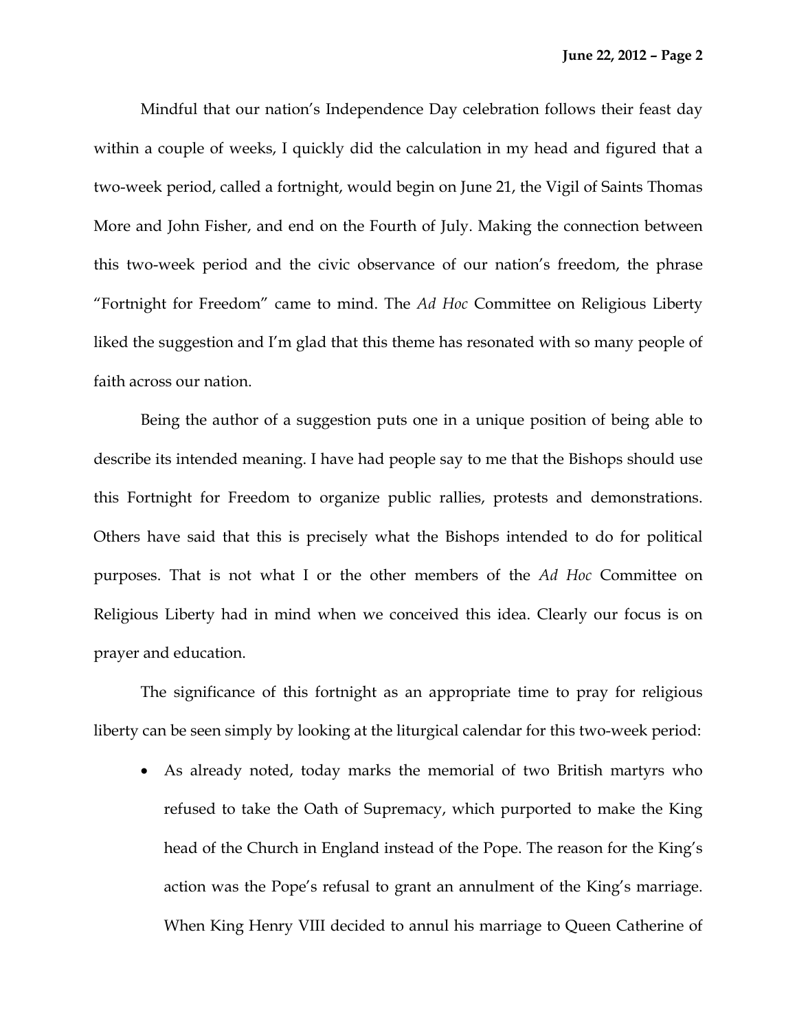Mindful that our nation's Independence Day celebration follows their feast day within a couple of weeks, I quickly did the calculation in my head and figured that a two-week period, called a fortnight, would begin on June 21, the Vigil of Saints Thomas More and John Fisher, and end on the Fourth of July. Making the connection between this two-week period and the civic observance of our nation's freedom, the phrase "Fortnight for Freedom" came to mind. The *Ad Hoc* Committee on Religious Liberty liked the suggestion and I'm glad that this theme has resonated with so many people of faith across our nation.

Being the author of a suggestion puts one in a unique position of being able to describe its intended meaning. I have had people say to me that the Bishops should use this Fortnight for Freedom to organize public rallies, protests and demonstrations. Others have said that this is precisely what the Bishops intended to do for political purposes. That is not what I or the other members of the *Ad Hoc* Committee on Religious Liberty had in mind when we conceived this idea. Clearly our focus is on prayer and education.

The significance of this fortnight as an appropriate time to pray for religious liberty can be seen simply by looking at the liturgical calendar for this two-week period:

- As already noted, today marks the memorial of two British martyrs who refused to take the Oath of Supremacy, which purported to make the King head of the Church in England instead of the Pope. The reason for the King's action was the Pope's refusal to grant an annulment of the King's marriage. When King Henry VIII decided to annul his marriage to Queen Catherine of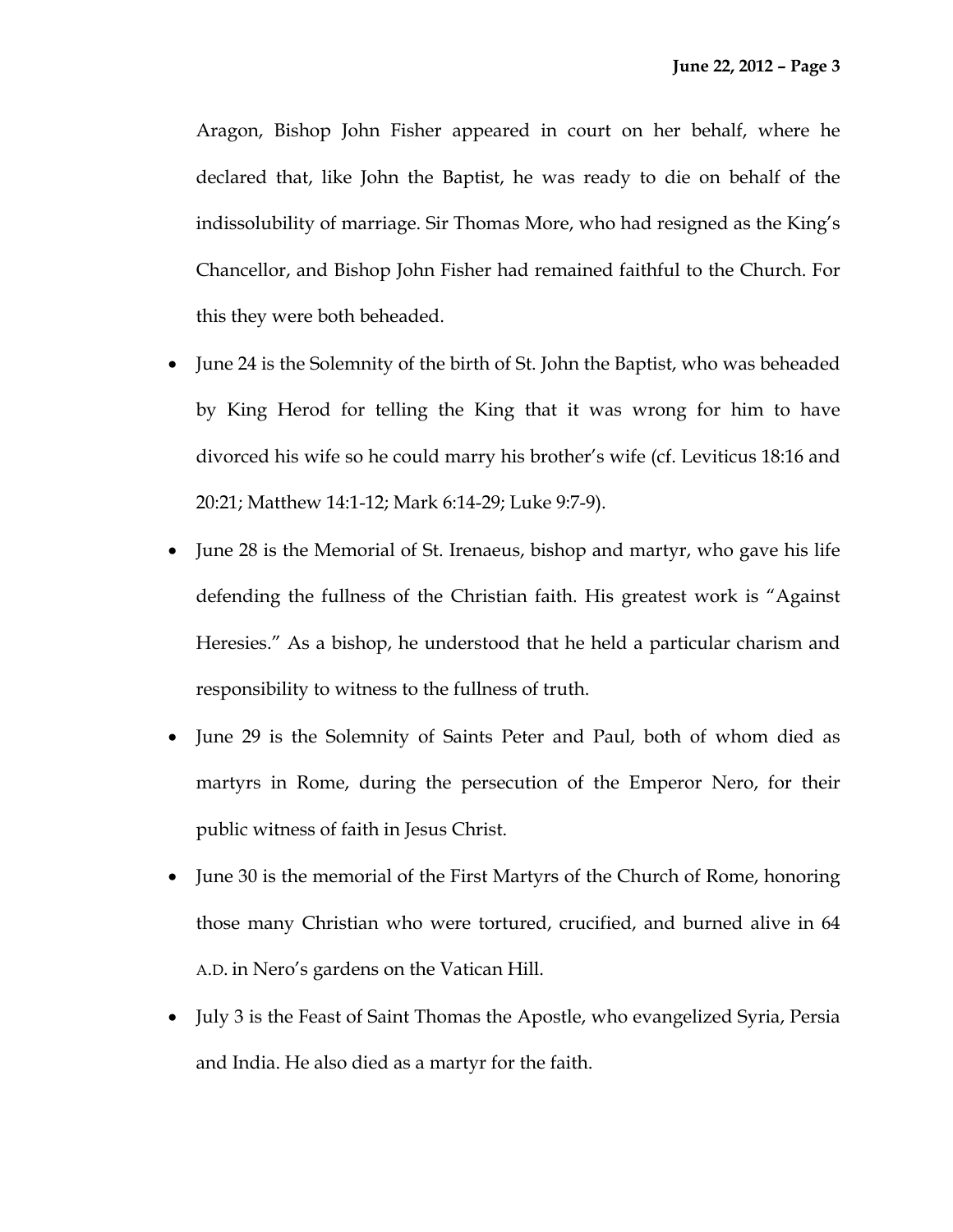Aragon, Bishop John Fisher appeared in court on her behalf, where he declared that, like John the Baptist, he was ready to die on behalf of the indissolubility of marriage. Sir Thomas More, who had resigned as the King's Chancellor, and Bishop John Fisher had remained faithful to the Church. For this they were both beheaded.

- June 24 is the Solemnity of the birth of St. John the Baptist, who was beheaded by King Herod for telling the King that it was wrong for him to have divorced his wife so he could marry his brother's wife (cf. Leviticus 18:16 and 20:21; Matthew 14:1-12; Mark 6:14-29; Luke 9:7-9).
- June 28 is the Memorial of St. Irenaeus, bishop and martyr, who gave his life defending the fullness of the Christian faith. His greatest work is "Against Heresies." As a bishop, he understood that he held a particular charism and responsibility to witness to the fullness of truth.
- June 29 is the Solemnity of Saints Peter and Paul, both of whom died as martyrs in Rome, during the persecution of the Emperor Nero, for their public witness of faith in Jesus Christ.
- June 30 is the memorial of the First Martyrs of the Church of Rome, honoring those many Christian who were tortured, crucified, and burned alive in 64 A.D. in Nero's gardens on the Vatican Hill.
- July 3 is the Feast of Saint Thomas the Apostle, who evangelized Syria, Persia and India. He also died as a martyr for the faith.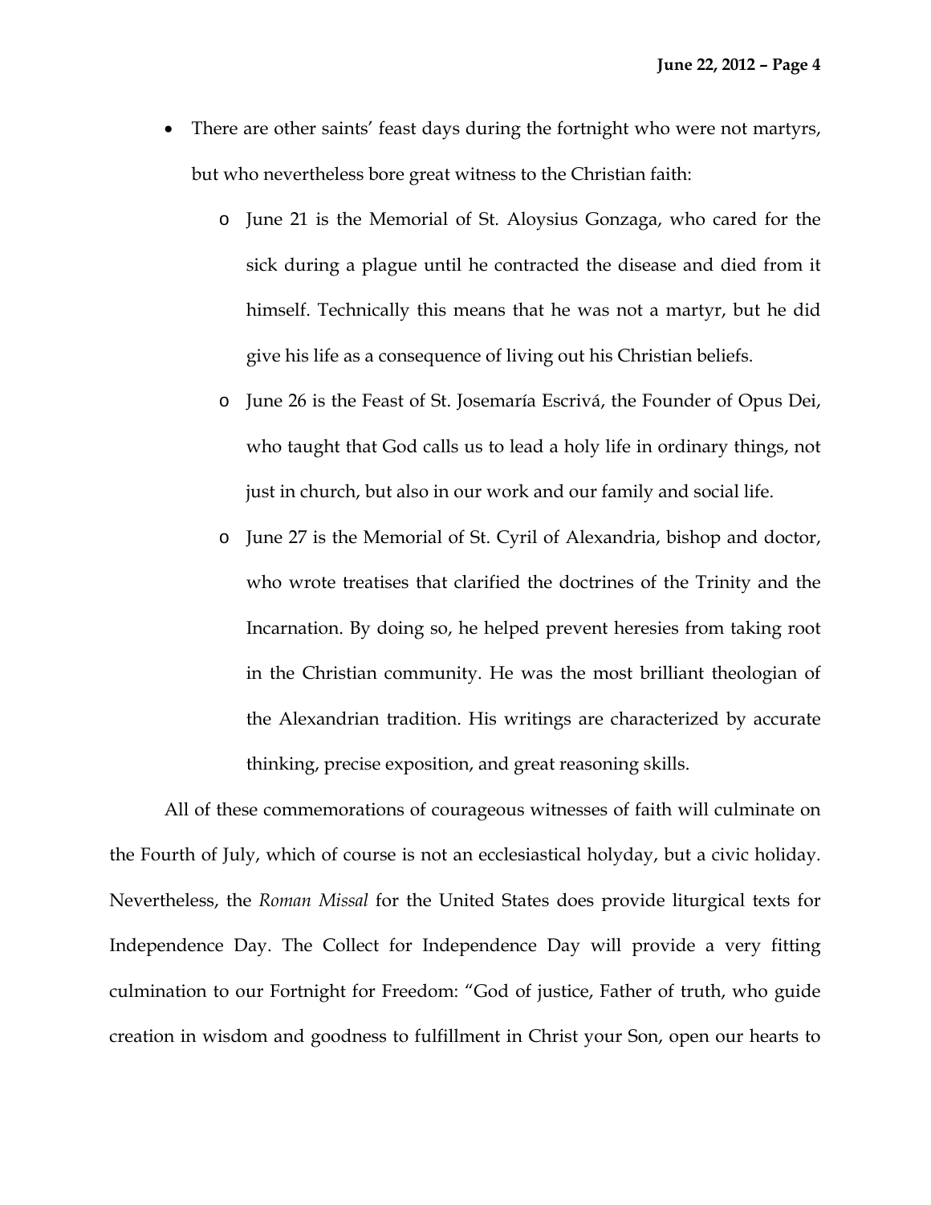- There are other saints' feast days during the fortnight who were not martyrs, but who nevertheless bore great witness to the Christian faith:
    - June 21 is the Memorial of St. Aloysius Gonzaga, who cared for the sick during a plague until he contracted the disease and died from it himself. Technically this means that he was not a martyr, but he did give his life as a consequence of living out his Christian beliefs.
    - June 26 is the Feast of St. Josemaría Escrivá, the Founder of Opus Dei, who taught that God calls us to lead a holy life in ordinary things, not just in church, but also in our work and our family and social life.
    - June 27 is the Memorial of St. Cyril of Alexandria, bishop and doctor, who wrote treatises that clarified the doctrines of the Trinity and the Incarnation. By doing so, he helped prevent heresies from taking root in the Christian community. He was the most brilliant theologian of the Alexandrian tradition. His writings are characterized by accurate thinking, precise exposition, and great reasoning skills.

All of these commemorations of courageous witnesses of faith will culminate on the Fourth of July, which of course is not an ecclesiastical holyday, but a civic holiday. Nevertheless, the *Roman Missal* for the United States does provide liturgical texts for Independence Day. The Collect for Independence Day will provide a very fitting culmination to our Fortnight for Freedom: "God of justice, Father of truth, who guide creation in wisdom and goodness to fulfillment in Christ your Son, open our hearts to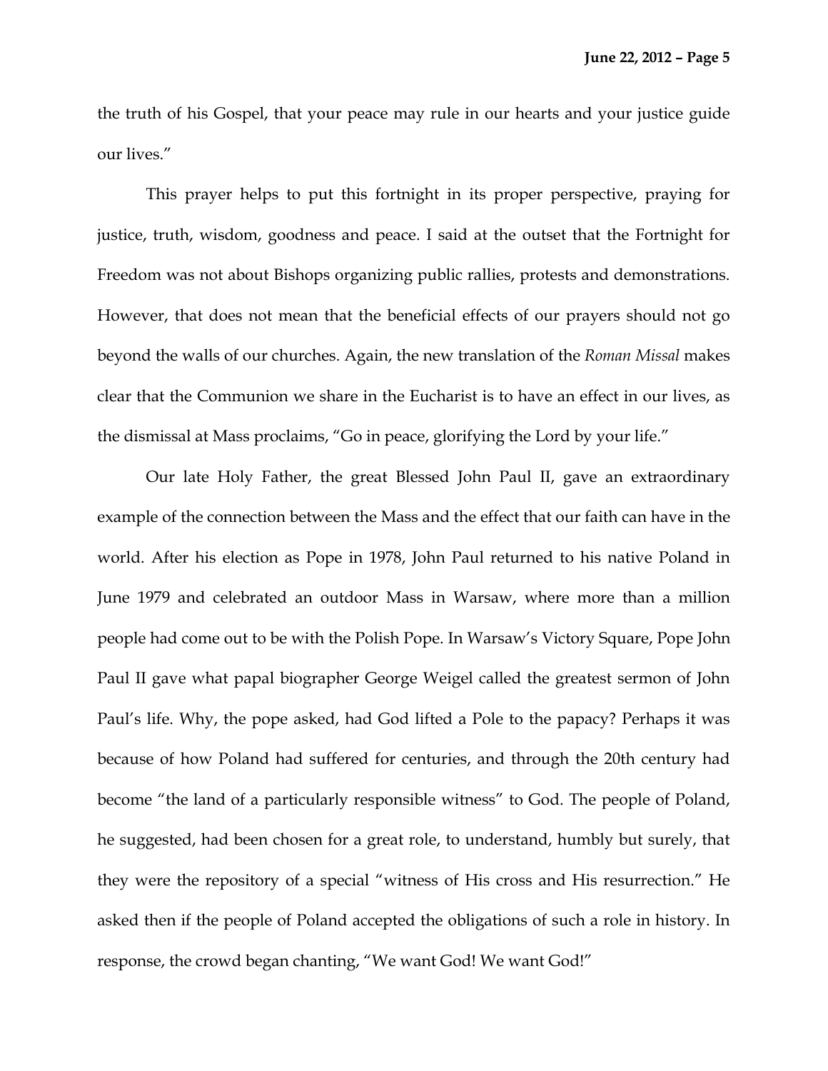the truth of his Gospel, that your peace may rule in our hearts and your justice guide our lives."

This prayer helps to put this fortnight in its proper perspective, praying for justice, truth, wisdom, goodness and peace. I said at the outset that the Fortnight for Freedom was not about Bishops organizing public rallies, protests and demonstrations. However, that does not mean that the beneficial effects of our prayers should not go beyond the walls of our churches. Again, the new translation of the *Roman Missal* makes clear that the Communion we share in the Eucharist is to have an effect in our lives, as the dismissal at Mass proclaims, "Go in peace, glorifying the Lord by your life."

Our late Holy Father, the great Blessed John Paul II, gave an extraordinary example of the connection between the Mass and the effect that our faith can have in the world. After his election as Pope in 1978, John Paul returned to his native Poland in June 1979 and celebrated an outdoor Mass in Warsaw, where more than a million people had come out to be with the Polish Pope. In Warsaw's Victory Square, Pope John Paul II gave what papal biographer George Weigel called the greatest sermon of John Paul's life. Why, the pope asked, had God lifted a Pole to the papacy? Perhaps it was because of how Poland had suffered for centuries, and through the 20th century had become "the land of a particularly responsible witness" to God. The people of Poland, he suggested, had been chosen for a great role, to understand, humbly but surely, that they were the repository of a special "witness of His cross and His resurrection." He asked then if the people of Poland accepted the obligations of such a role in history. In response, the crowd began chanting, "We want God! We want God!"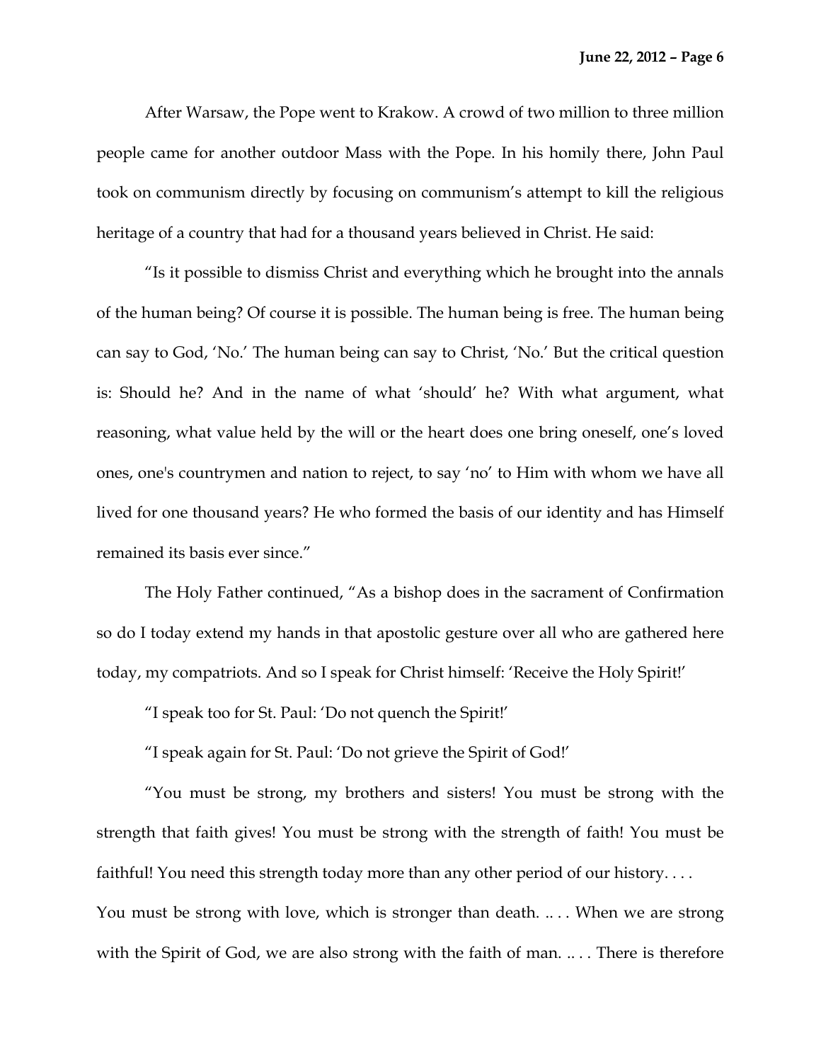After Warsaw, the Pope went to Krakow. A crowd of two million to three million people came for another outdoor Mass with the Pope. In his homily there, John Paul took on communism directly by focusing on communism's attempt to kill the religious heritage of a country that had for a thousand years believed in Christ. He said:

"Is it possible to dismiss Christ and everything which he brought into the annals of the human being? Of course it is possible. The human being is free. The human being can say to God, 'No.' The human being can say to Christ, 'No.' But the critical question is: Should he? And in the name of what 'should' he? With what argument, what reasoning, what value held by the will or the heart does one bring oneself, one's loved ones, one's countrymen and nation to reject, to say 'no' to Him with whom we have all lived for one thousand years? He who formed the basis of our identity and has Himself remained its basis ever since."

The Holy Father continued, "As a bishop does in the sacrament of Confirmation so do I today extend my hands in that apostolic gesture over all who are gathered here today, my compatriots. And so I speak for Christ himself: 'Receive the Holy Spirit!'

"I speak too for St. Paul: 'Do not quench the Spirit!'

"I speak again for St. Paul: 'Do not grieve the Spirit of God!'

"You must be strong, my brothers and sisters! You must be strong with the strength that faith gives! You must be strong with the strength of faith! You must be faithful! You need this strength today more than any other period of our history. . . . You must be strong with love, which is stronger than death. .. . . When we are strong with the Spirit of God, we are also strong with the faith of man. .. . . There is therefore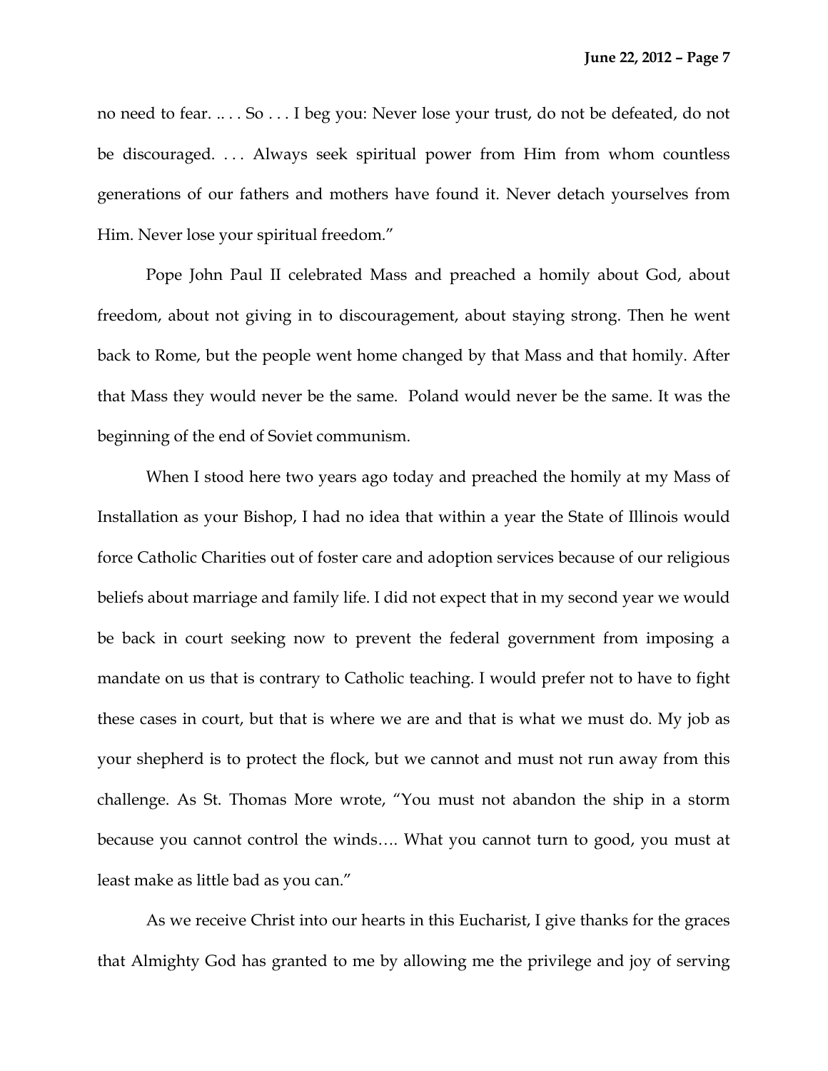no need to fear. .. . . So . . . I beg you: Never lose your trust, do not be defeated, do not be discouraged. . . . Always seek spiritual power from Him from whom countless generations of our fathers and mothers have found it. Never detach yourselves from Him. Never lose your spiritual freedom."

Pope John Paul II celebrated Mass and preached a homily about God, about freedom, about not giving in to discouragement, about staying strong. Then he went back to Rome, but the people went home changed by that Mass and that homily. After that Mass they would never be the same. Poland would never be the same. It was the beginning of the end of Soviet communism.

When I stood here two years ago today and preached the homily at my Mass of Installation as your Bishop, I had no idea that within a year the State of Illinois would force Catholic Charities out of foster care and adoption services because of our religious beliefs about marriage and family life. I did not expect that in my second year we would be back in court seeking now to prevent the federal government from imposing a mandate on us that is contrary to Catholic teaching. I would prefer not to have to fight these cases in court, but that is where we are and that is what we must do. My job as your shepherd is to protect the flock, but we cannot and must not run away from this challenge. As St. Thomas More wrote, "You must not abandon the ship in a storm because you cannot control the winds…. What you cannot turn to good, you must at least make as little bad as you can."

As we receive Christ into our hearts in this Eucharist, I give thanks for the graces that Almighty God has granted to me by allowing me the privilege and joy of serving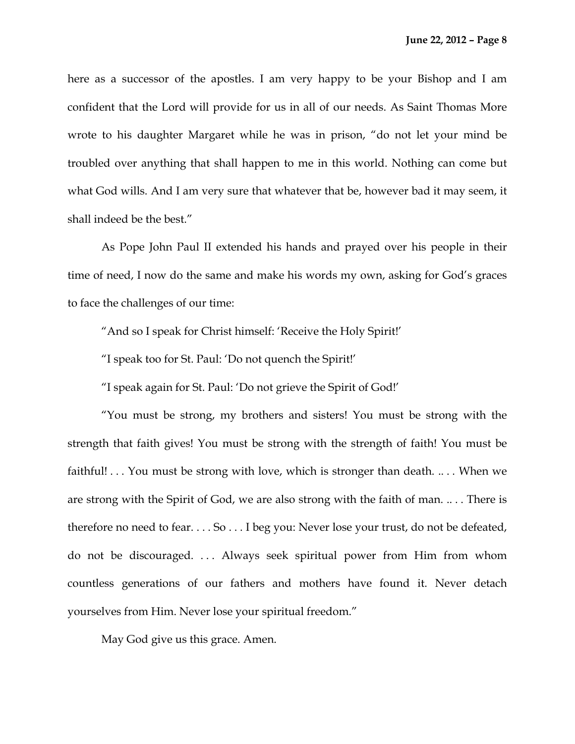here as a successor of the apostles. I am very happy to be your Bishop and I am confident that the Lord will provide for us in all of our needs. As Saint Thomas More wrote to his daughter Margaret while he was in prison, "do not let your mind be troubled over anything that shall happen to me in this world. Nothing can come but what God wills. And I am very sure that whatever that be, however bad it may seem, it shall indeed be the best."

As Pope John Paul II extended his hands and prayed over his people in their time of need, I now do the same and make his words my own, asking for God's graces to face the challenges of our time:

"And so I speak for Christ himself: 'Receive the Holy Spirit!'

"I speak too for St. Paul: 'Do not quench the Spirit!'

"I speak again for St. Paul: 'Do not grieve the Spirit of God!'

"You must be strong, my brothers and sisters! You must be strong with the strength that faith gives! You must be strong with the strength of faith! You must be faithful! . . . You must be strong with love, which is stronger than death. .. . . When we are strong with the Spirit of God, we are also strong with the faith of man. .. . . There is therefore no need to fear. . . . So . . . I beg you: Never lose your trust, do not be defeated, do not be discouraged. . . . Always seek spiritual power from Him from whom countless generations of our fathers and mothers have found it. Never detach yourselves from Him. Never lose your spiritual freedom."

May God give us this grace. Amen.